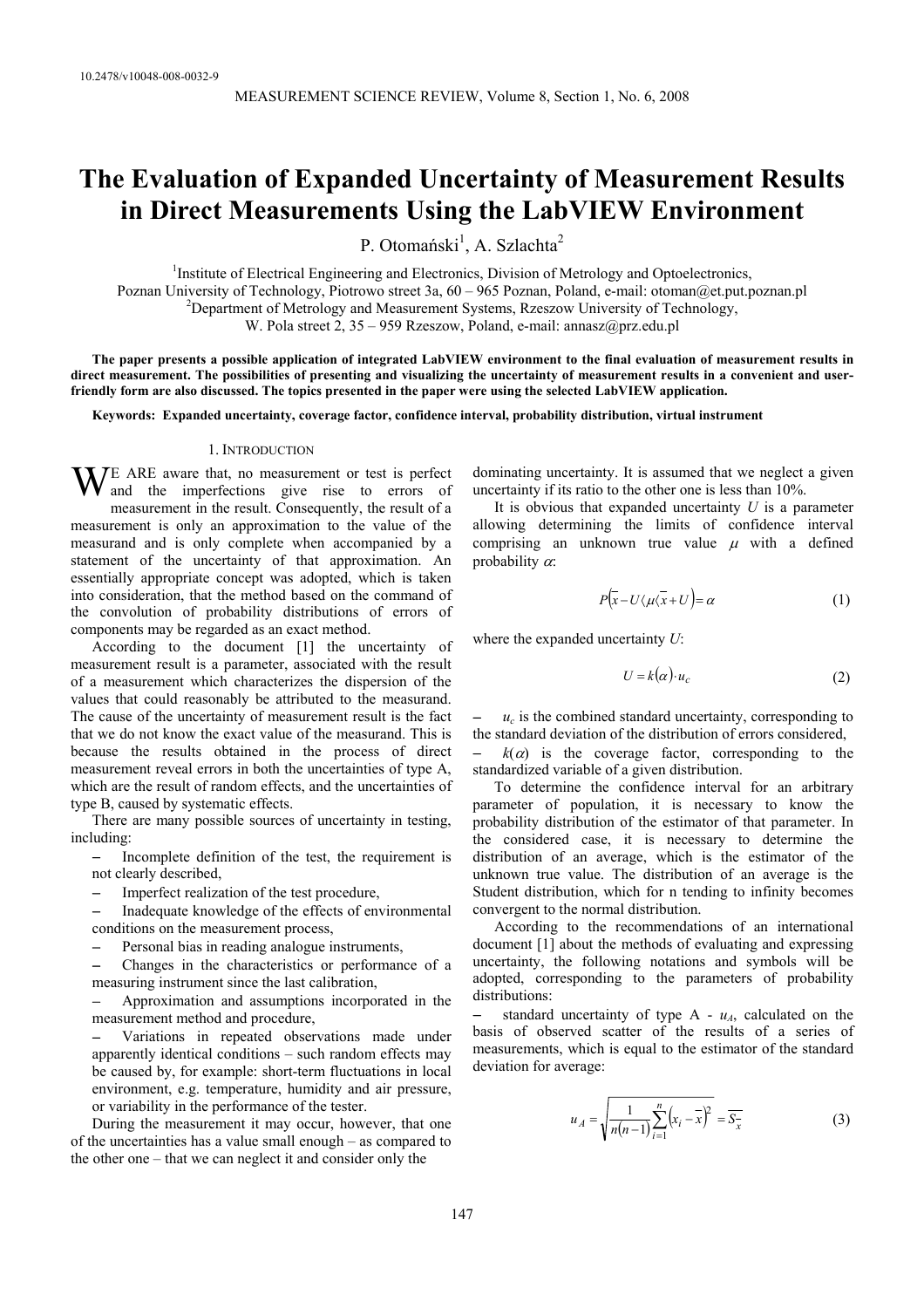10.2478/v10048-008-0032-9

# The Evaluation of Expanded Uncertainty of Measurement Results in Direct Measurements Using the LabVIEW Environment

P. Otomański[1], A. Szlachta[2]

[1]Institute of Electrical Engineering and Electronics, Division of Metrology and Optoelectronics, Poznan University of Technology, Piotrowo street 3a, 60 – 965 Poznan, Poland, e-mail: otoman@et.put.poznan.pl

[2]Department of Metrology and Measurement Systems, Rzeszow University of Technology, W. Pola street 2, 35 – 959 Rzeszow, Poland, e-mail: annasz@prz.edu.pl

**The paper presents a possible application of integrated LabVIEW environment to the final evaluation of measurement results in direct measurement. The possibilities of presenting and visualizing the uncertainty of measurement results in a convenient and user-friendly form are also discussed. The topics presented in the paper were using the selected LabVIEW application.**

**Keywords: Expanded uncertainty, coverage factor, confidence interval, probability distribution, virtual instrument**

## 1. Introduction

WE ARE aware that, no measurement or test is perfect and the imperfections give rise to errors of measurement in the result. Consequently, the result of a measurement is only an approximation to the value of the measurand and is only complete when accompanied by a statement of the uncertainty of that approximation. An essentially appropriate concept was adopted, which is taken into consideration, that the method based on the command of the convolution of probability distributions of errors of components may be regarded as an exact method.

According to the document [1] the uncertainty of measurement result is a parameter, associated with the result of a measurement which characterizes the dispersion of the values that could reasonably be attributed to the measurand. The cause of the uncertainty of measurement result is the fact that we do not know the exact value of the measurand. This is because the results obtained in the process of direct measurement reveal errors in both the uncertainties of type A, which are the result of random effects, and the uncertainties of type B, caused by systematic effects.

There are many possible sources of uncertainty in testing, including:

- Incomplete definition of the test, the requirement is not clearly described,
- Imperfect realization of the test procedure,
- Inadequate knowledge of the effects of environmental conditions on the measurement process,
- Personal bias in reading analogue instruments,
- Changes in the characteristics or performance of a measuring instrument since the last calibration,
- Approximation and assumptions incorporated in the measurement method and procedure,
- Variations in repeated observations made under apparently identical conditions – such random effects may be caused by, for example: short-term fluctuations in local environment, e.g. temperature, humidity and air pressure, or variability in the performance of the tester.

During the measurement it may occur, however, that one of the uncertainties has a value small enough – as compared to the other one – that we can neglect it and consider only the dominating uncertainty. It is assumed that we neglect a given uncertainty if its ratio to the other one is less than 10%.

It is obvious that expanded uncertainty $U$ is a parameter allowing determining the limits of confidence interval comprising an unknown true value $\mu$ with a defined probability $\alpha$:

$$P\left(\overline{x} - U \langle \mu \langle \overline{x} + U\right) = \alpha \tag{1}$$

where the expanded uncertainty $U$:

$$U = k(\alpha) \cdot u_c \tag{2}$$

- $u_c$ is the combined standard uncertainty, corresponding to the standard deviation of the distribution of errors considered,
- $k(\alpha)$ is the coverage factor, corresponding to the standardized variable of a given distribution.

To determine the confidence interval for an arbitrary parameter of population, it is necessary to know the probability distribution of the estimator of that parameter. In the considered case, it is necessary to determine the distribution of an average, which is the estimator of the unknown true value. The distribution of an average is the Student distribution, which for n tending to infinity becomes convergent to the normal distribution.

According to the recommendations of an international document [1] about the methods of evaluating and expressing uncertainty, the following notations and symbols will be adopted, corresponding to the parameters of probability distributions:

- standard uncertainty of type A - $u_A$, calculated on the basis of observed scatter of the results of a series of measurements, which is equal to the estimator of the standard deviation for average:

$$u_A = \sqrt{\frac{1}{n(n-1)}\sum_{i=1}^{n}\left(x_i - \overline{x}\right)^2} = \overline{S_{\overline{x}}} \tag{3}$$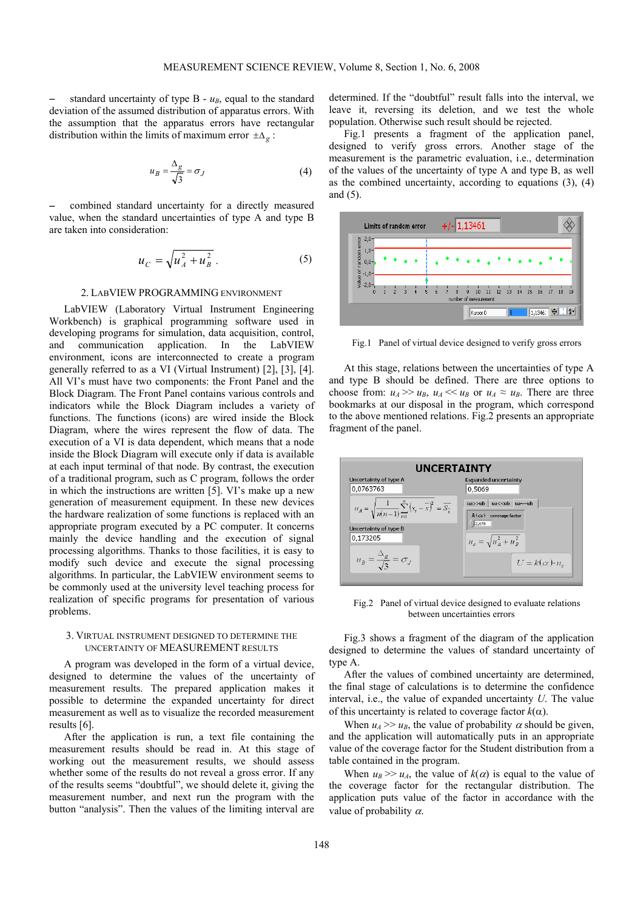– standard uncertainty of type B - $u_B$, equal to the standard deviation of the assumed distribution of apparatus errors. With the assumption that the apparatus errors have rectangular distribution within the limits of maximum error $\pm\Delta_g$ :

$$u_B = \frac{\Delta_g}{\sqrt{3}} = \sigma_J \tag{4}$$

– combined standard uncertainty for a directly measured value, when the standard uncertainties of type A and type B are taken into consideration:

$$u_C = \sqrt{u_A^2 + u_B^2}\,. \tag{5}$$

## 2. LabVIEW programming environment

LabVIEW (Laboratory Virtual Instrument Engineering Workbench) is graphical programming software used in developing programs for simulation, data acquisition, control, and communication application. In the LabVIEW environment, icons are interconnected to create a program generally referred to as a VI (Virtual Instrument) [2], [3], [4]. All VI's must have two components: the Front Panel and the Block Diagram. The Front Panel contains various controls and indicators while the Block Diagram includes a variety of functions. The functions (icons) are wired inside the Block Diagram, where the wires represent the flow of data. The execution of a VI is data dependent, which means that a node inside the Block Diagram will execute only if data is available at each input terminal of that node. By contrast, the execution of a traditional program, such as C program, follows the order in which the instructions are written [5]. VI's make up a new generation of measurement equipment. In these new devices the hardware realization of some functions is replaced with an appropriate program executed by a PC computer. It concerns mainly the device handling and the execution of signal processing algorithms. Thanks to those facilities, it is easy to modify such device and execute the signal processing algorithms. In particular, the LabVIEW environment seems to be commonly used at the university level teaching process for realization of specific programs for presentation of various problems.

## 3. Virtual instrument designed to determine the uncertainty of measurement results

A program was developed in the form of a virtual device, designed to determine the values of the uncertainty of measurement results. The prepared application makes it possible to determine the expanded uncertainty for direct measurement as well as to visualize the recorded measurement results [6].

After the application is run, a text file containing the measurement results should be read in. At this stage of working out the measurement results, we should assess whether some of the results do not reveal a gross error. If any of the results seems "doubtful", we should delete it, giving the measurement number, and next run the program with the button "analysis". Then the values of the limiting interval are determined. If the "doubtful" result falls into the interval, we leave it, reversing its deletion, and we test the whole population. Otherwise such result should be rejected.

Fig.1 presents a fragment of the application panel, designed to verify gross errors. Another stage of the measurement is the parametric evaluation, i.e., determination of the values of the uncertainty of type A and type B, as well as the combined uncertainty, according to equations (3), (4) and (5).

Fig.1 Panel of virtual device designed to verify gross errors

At this stage, relations between the uncertainties of type A and type B should be defined. There are three options to choose from: $u_A >> u_B$, $u_A << u_B$ or $u_A \approx u_B$. There are three bookmarks at our disposal in the program, which correspond to the above mentioned relations. Fig.2 presents an appropriate fragment of the panel.

Fig.2 Panel of virtual device designed to evaluate relations between uncertainties errors

Fig.3 shows a fragment of the diagram of the application designed to determine the values of standard uncertainty of type A.

After the values of combined uncertainty are determined, the final stage of calculations is to determine the confidence interval, i.e., the value of expanded uncertainty $U$. The value of this uncertainty is related to coverage factor $k(\alpha)$.

When $u_A >> u_B$, the value of probability $\alpha$ should be given, and the application will automatically puts in an appropriate value of the coverage factor for the Student distribution from a table contained in the program.

When $u_B >> u_A$, the value of $k(\alpha)$ is equal to the value of the coverage factor for the rectangular distribution. The application puts value of the factor in accordance with the value of probability $\alpha$.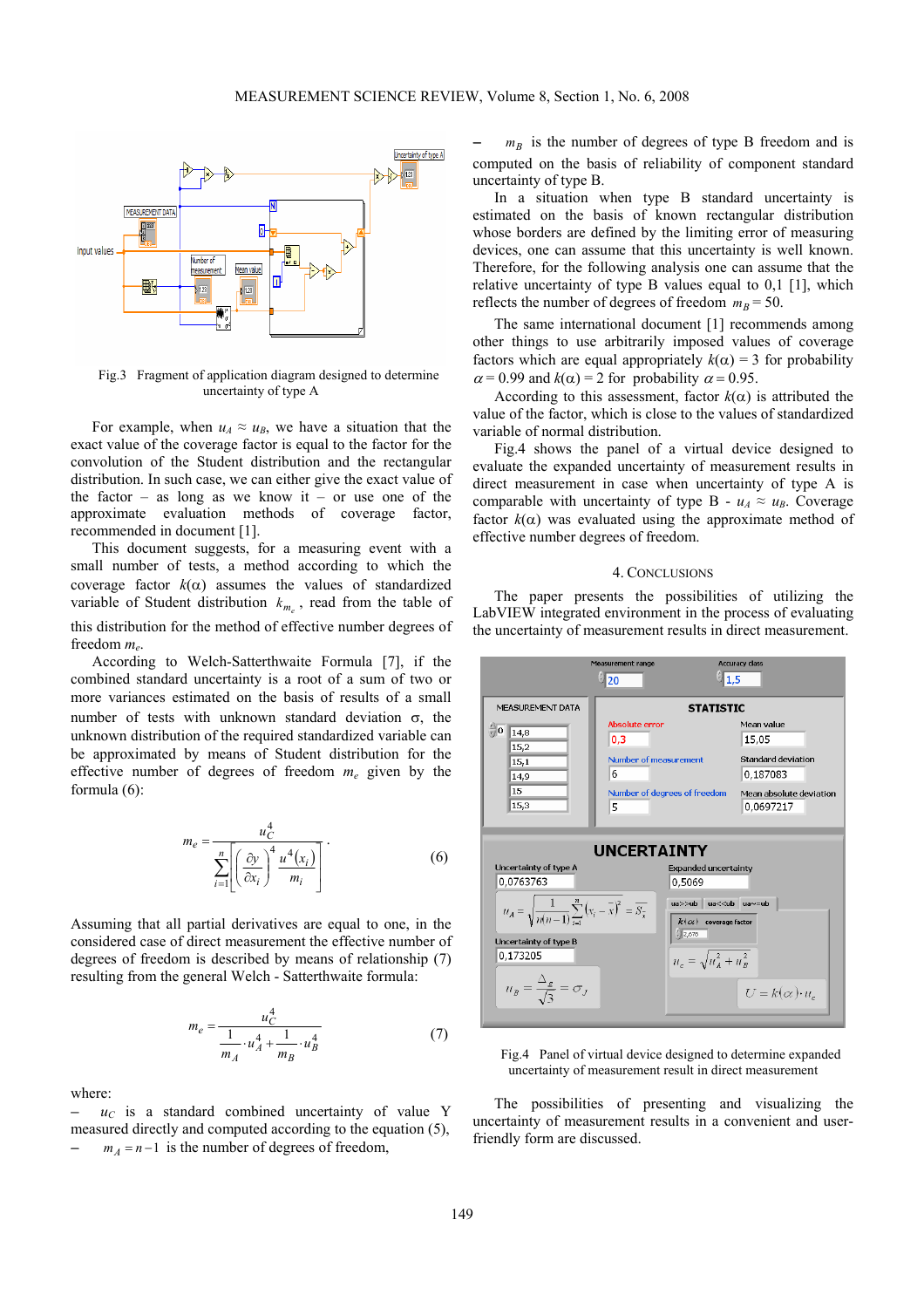Fig.3 Fragment of application diagram designed to determine uncertainty of type A

For example, when $u_A \approx u_B$, we have a situation that the exact value of the coverage factor is equal to the factor for the convolution of the Student distribution and the rectangular distribution. In such case, we can either give the exact value of the factor – as long as we know it – or use one of the approximate evaluation methods of coverage factor, recommended in document [1].

This document suggests, for a measuring event with a small number of tests, a method according to which the coverage factor $k(\alpha)$ assumes the values of standardized variable of Student distribution $k_{m_e}$, read from the table of this distribution for the method of effective number degrees of freedom $m_e$.

According to Welch-Satterthwaite Formula [7], if the combined standard uncertainty is a root of a sum of two or more variances estimated on the basis of results of a small number of tests with unknown standard deviation σ, the unknown distribution of the required standardized variable can be approximated by means of Student distribution for the effective number of degrees of freedom $m_e$ given by the formula (6):

$$m_e = \frac{u_C^4}{\sum_{i=1}^{n}\left[\left(\frac{\partial y}{\partial x_i}\right)^4 \frac{u^4(x_i)}{m_i}\right]}. \tag{6}$$

Assuming that all partial derivatives are equal to one, in the considered case of direct measurement the effective number of degrees of freedom is described by means of relationship (7) resulting from the general Welch - Satterthwaite formula:

$$m_e = \frac{u_C^4}{\frac{1}{m_A}\cdot u_A^4 + \frac{1}{m_B}\cdot u_B^4} \tag{7}$$

where:

– $u_C$ is a standard combined uncertainty of value Y measured directly and computed according to the equation (5),

– $m_A = n-1$ is the number of degrees of freedom,

– $m_B$ is the number of degrees of type B freedom and is computed on the basis of reliability of component standard uncertainty of type B.

In a situation when type B standard uncertainty is estimated on the basis of known rectangular distribution whose borders are defined by the limiting error of measuring devices, one can assume that this uncertainty is well known. Therefore, for the following analysis one can assume that the relative uncertainty of type B values equal to 0,1 [1], which reflects the number of degrees of freedom $m_B = 50$.

The same international document [1] recommends among other things to use arbitrarily imposed values of coverage factors which are equal appropriately $k(\alpha) = 3$ for probability $\alpha = 0.99$ and $k(\alpha) = 2$ for probability $\alpha = 0.95$.

According to this assessment, factor $k(\alpha)$ is attributed the value of the factor, which is close to the values of standardized variable of normal distribution.

Fig.4 shows the panel of a virtual device designed to evaluate the expanded uncertainty of measurement results in direct measurement in case when uncertainty of type A is comparable with uncertainty of type B - $u_A \approx u_B$. Coverage factor $k(\alpha)$ was evaluated using the approximate method of effective number degrees of freedom.

## 4. Conclusions

The paper presents the possibilities of utilizing the LabVIEW integrated environment in the process of evaluating the uncertainty of measurement results in direct measurement.

Fig.4 Panel of virtual device designed to determine expanded uncertainty of measurement result in direct measurement

The possibilities of presenting and visualizing the uncertainty of measurement results in a convenient and user-friendly form are discussed.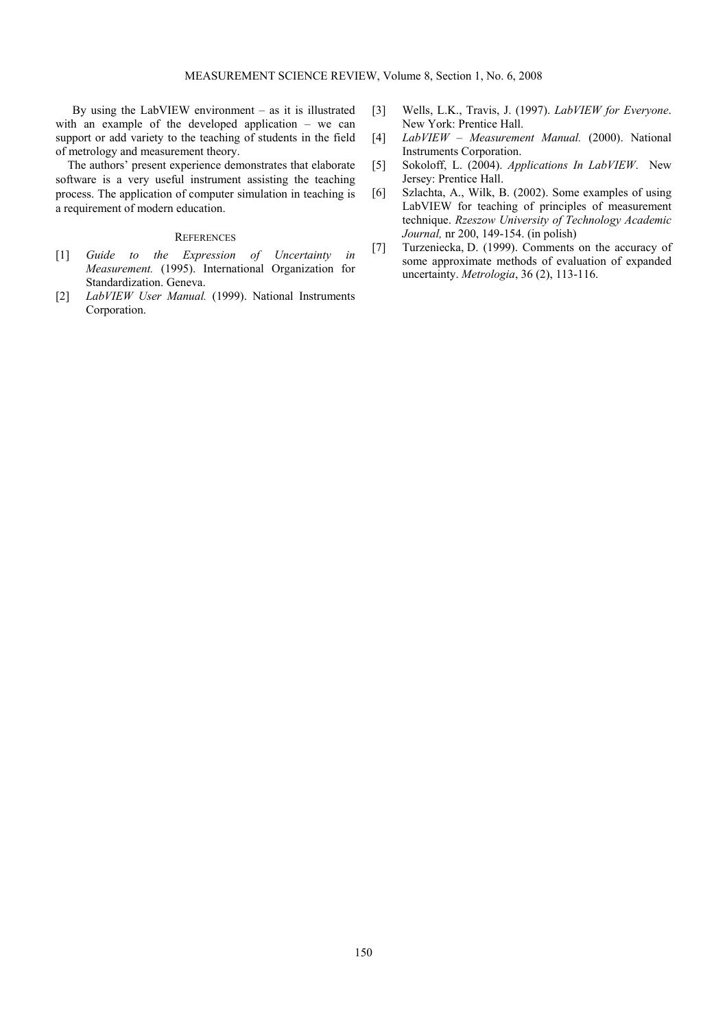By using the LabVIEW environment – as it is illustrated with an example of the developed application – we can support or add variety to the teaching of students in the field of metrology and measurement theory.

The authors' present experience demonstrates that elaborate software is a very useful instrument assisting the teaching process. The application of computer simulation in teaching is a requirement of modern education.

## References

[1] *Guide to the Expression of Uncertainty in Measurement.* (1995). International Organization for Standardization. Geneva.

[2] *LabVIEW User Manual.* (1999). National Instruments Corporation.

[3] Wells, L.K., Travis, J. (1997). *LabVIEW for Everyone*. New York: Prentice Hall.

[4] *LabVIEW – Measurement Manual.* (2000). National Instruments Corporation.

[5] Sokoloff, L. (2004). *Applications In LabVIEW*. New Jersey: Prentice Hall.

[6] Szlachta, A., Wilk, B. (2002). Some examples of using LabVIEW for teaching of principles of measurement technique. *Rzeszow University of Technology Academic Journal,* nr 200, 149-154. (in polish)

[7] Turzeniecka, D. (1999). Comments on the accuracy of some approximate methods of evaluation of expanded uncertainty. *Metrologia*, 36 (2), 113-116.